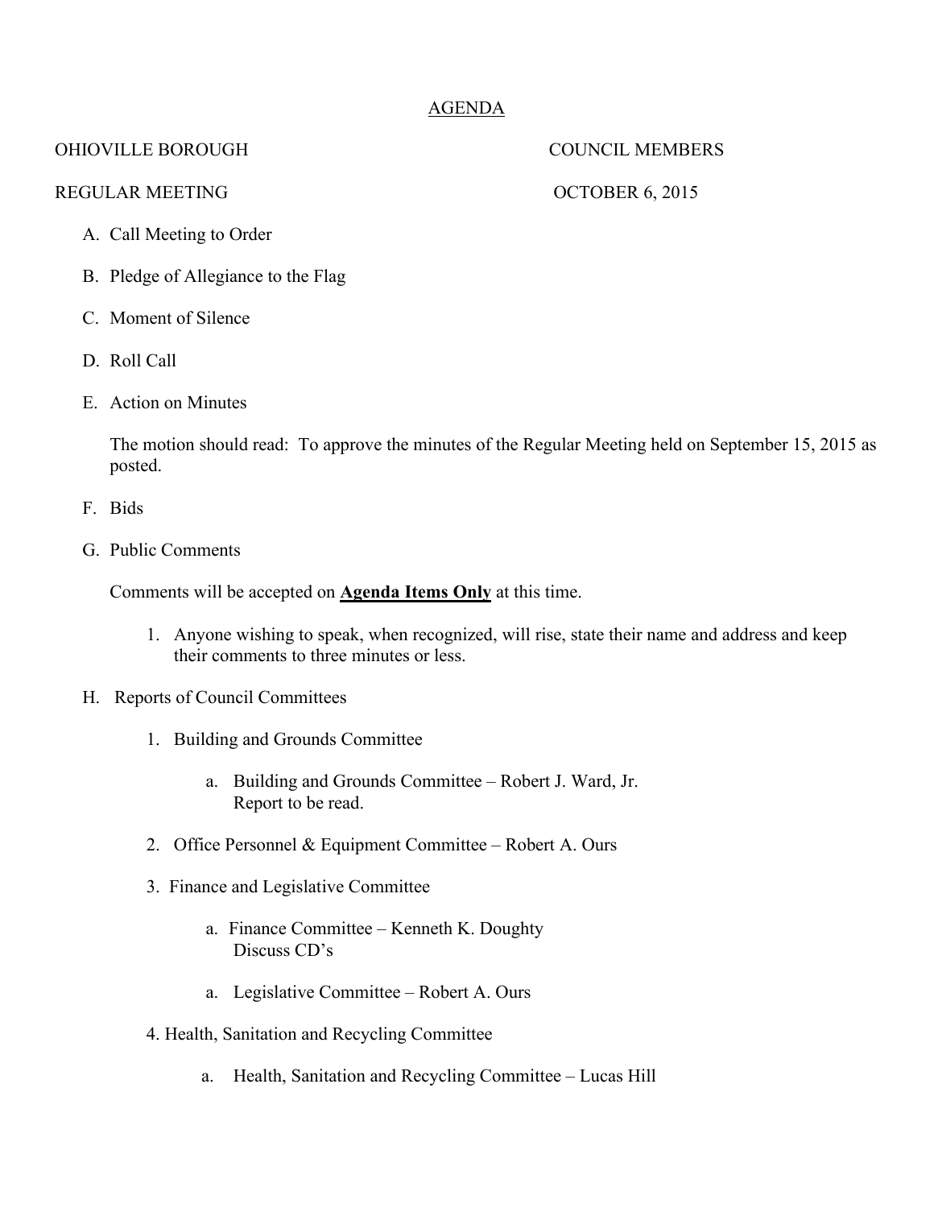# AGENDA

OHIOVILLE BOROUGH COUNCIL MEMBERS

REGULAR MEETING OCTOBER 6, 2015

A. Call Meeting to Order

B. Pledge of Allegiance to the Flag

C. Moment of Silence

D. Roll Call

E. Action on Minutes

   The motion should read: To approve the minutes of the Regular Meeting held on September 15, 2015 as posted.

F. Bids

G. Public Comments

   Comments will be accepted on **<u>Agenda Items Only</u>** at this time.

   1. Anyone wishing to speak, when recognized, will rise, state their name and address and keep their comments to three minutes or less.

H. Reports of Council Committees

   1. Building and Grounds Committee

      a. Building and Grounds Committee – Robert J. Ward, Jr.
         Report to be read.

   2. Office Personnel & Equipment Committee – Robert A. Ours

   3. Finance and Legislative Committee

      a. Finance Committee – Kenneth K. Doughty
         Discuss CD's

      a. Legislative Committee – Robert A. Ours

   4. Health, Sanitation and Recycling Committee

      a. Health, Sanitation and Recycling Committee – Lucas Hill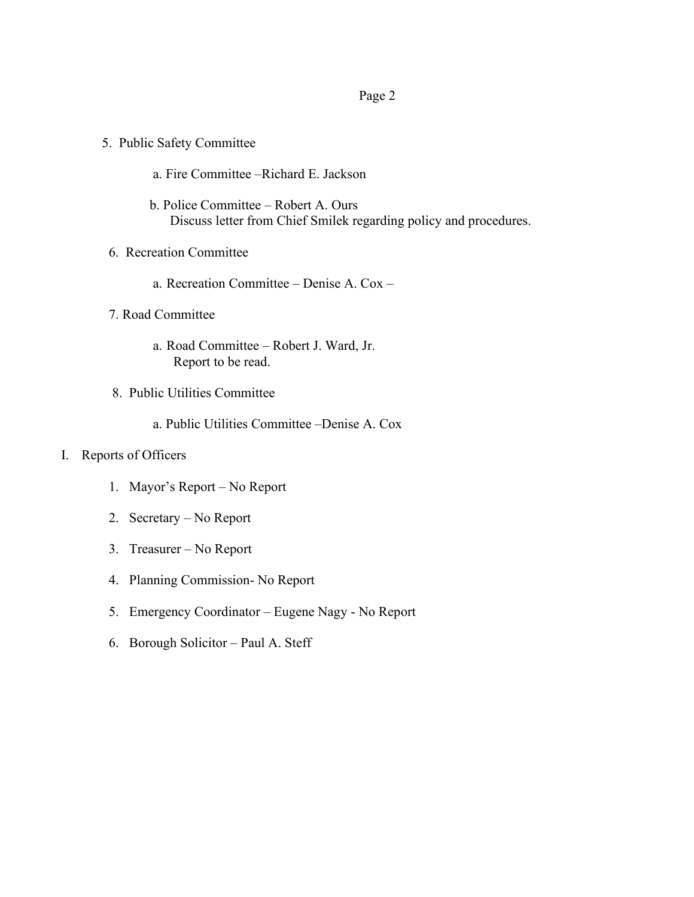5. Public Safety Committee

    a. Fire Committee –Richard E. Jackson

    b. Police Committee – Robert A. Ours
       Discuss letter from Chief Smilek regarding policy and procedures.

6. Recreation Committee

    a. Recreation Committee – Denise A. Cox –

7. Road Committee

    a. Road Committee – Robert J. Ward, Jr.
       Report to be read.

8. Public Utilities Committee

    a. Public Utilities Committee –Denise A. Cox

I. Reports of Officers

    1. Mayor's Report – No Report
    2. Secretary – No Report
    3. Treasurer – No Report
    4. Planning Commission- No Report
    5. Emergency Coordinator – Eugene Nagy - No Report
    6. Borough Solicitor – Paul A. Steff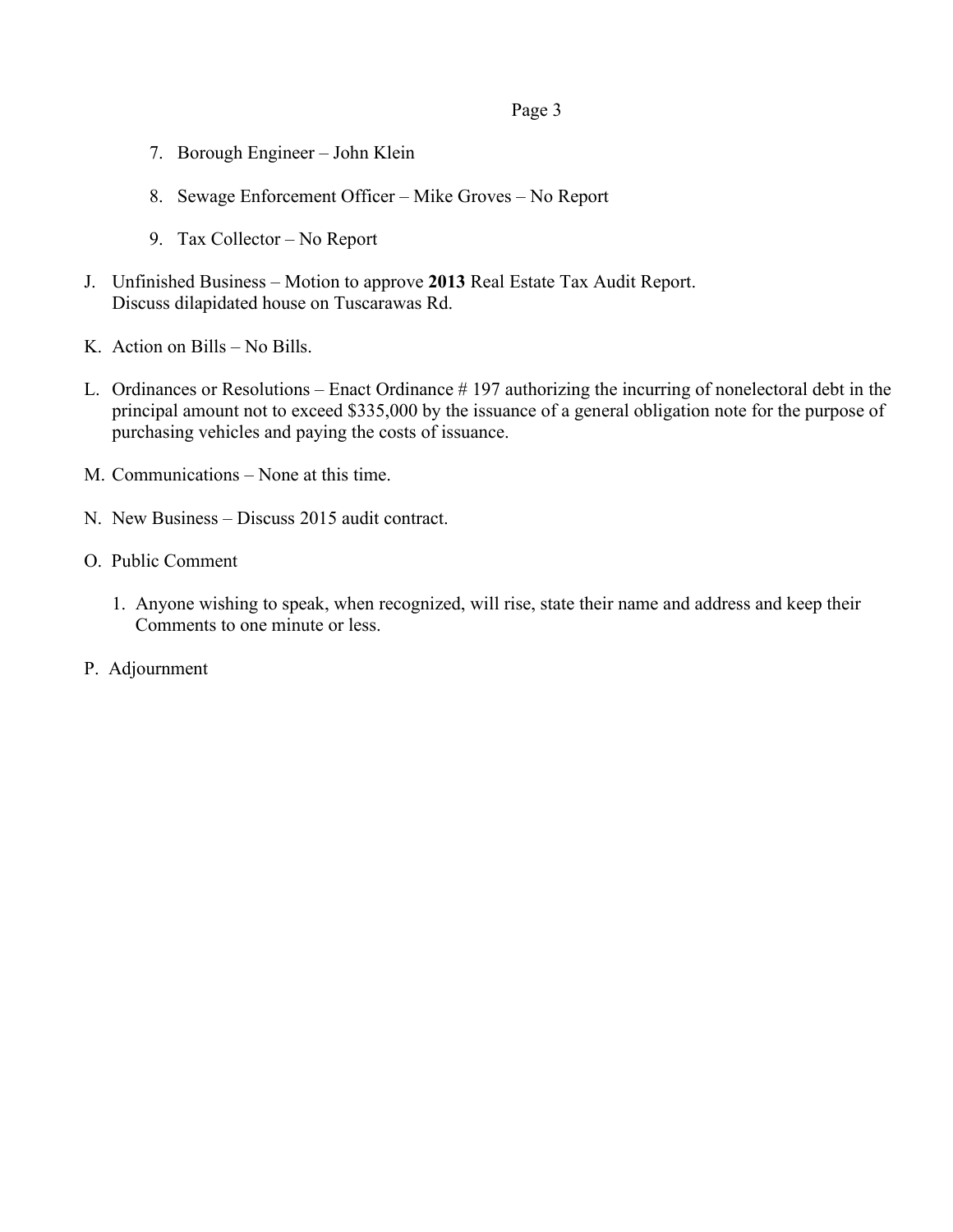7. Borough Engineer – John Klein

8. Sewage Enforcement Officer – Mike Groves – No Report

9. Tax Collector – No Report

J. Unfinished Business – Motion to approve **2013** Real Estate Tax Audit Report.
   Discuss dilapidated house on Tuscarawas Rd.

K. Action on Bills – No Bills.

L. Ordinances or Resolutions – Enact Ordinance # 197 authorizing the incurring of nonelectoral debt in the principal amount not to exceed $335,000 by the issuance of a general obligation note for the purpose of purchasing vehicles and paying the costs of issuance.

M. Communications – None at this time.

N. New Business – Discuss 2015 audit contract.

O. Public Comment

   1. Anyone wishing to speak, when recognized, will rise, state their name and address and keep their Comments to one minute or less.

P. Adjournment